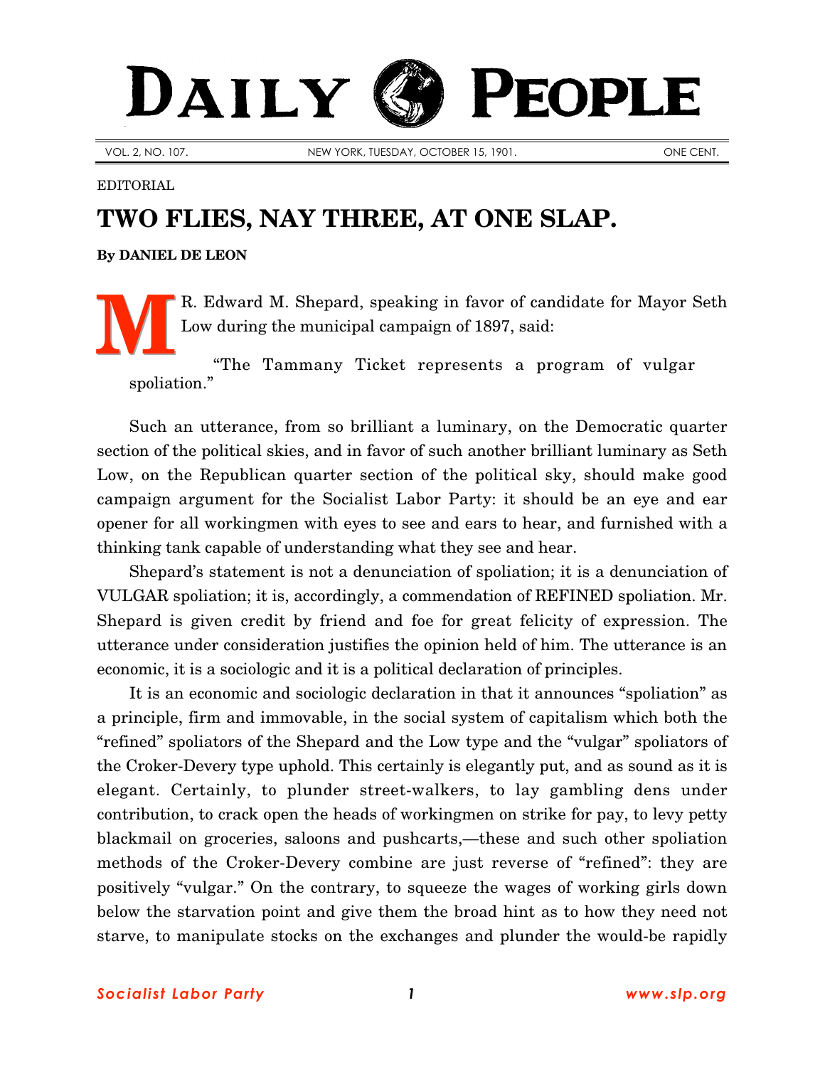# DAILY PEOPLE

VOL. 2, NO. 107. NEW YORK, TUESDAY, OCTOBER 15, 1901. ONE CENT.

EDITORIAL

## TWO FLIES, NAY THREE, AT ONE SLAP.

**By DANIEL DE LEON**

MR. Edward M. Shepard, speaking in favor of candidate for Mayor Seth Low during the municipal campaign of 1897, said:

> "The Tammany Ticket represents a program of vulgar spoliation."

Such an utterance, from so brilliant a luminary, on the Democratic quarter section of the political skies, and in favor of such another brilliant luminary as Seth Low, on the Republican quarter section of the political sky, should make good campaign argument for the Socialist Labor Party: it should be an eye and ear opener for all workingmen with eyes to see and ears to hear, and furnished with a thinking tank capable of understanding what they see and hear.

Shepard's statement is not a denunciation of spoliation; it is a denunciation of VULGAR spoliation; it is, accordingly, a commendation of REFINED spoliation. Mr. Shepard is given credit by friend and foe for great felicity of expression. The utterance under consideration justifies the opinion held of him. The utterance is an economic, it is a sociologic and it is a political declaration of principles.

It is an economic and sociologic declaration in that it announces "spoliation" as a principle, firm and immovable, in the social system of capitalism which both the "refined" spoliators of the Shepard and the Low type and the "vulgar" spoliators of the Croker-Devery type uphold. This certainly is elegantly put, and as sound as it is elegant. Certainly, to plunder street-walkers, to lay gambling dens under contribution, to crack open the heads of workingmen on strike for pay, to levy petty blackmail on groceries, saloons and pushcarts,—these and such other spoliation methods of the Croker-Devery combine are just reverse of "refined": they are positively "vulgar." On the contrary, to squeeze the wages of working girls down below the starvation point and give them the broad hint as to how they need not starve, to manipulate stocks on the exchanges and plunder the would-be rapidly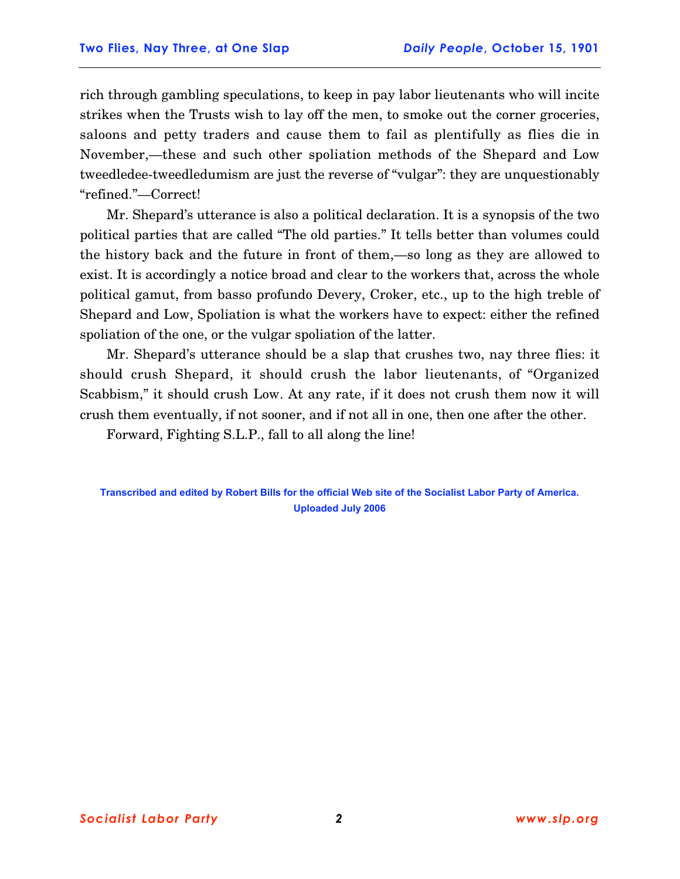rich through gambling speculations, to keep in pay labor lieutenants who will incite strikes when the Trusts wish to lay off the men, to smoke out the corner groceries, saloons and petty traders and cause them to fail as plentifully as flies die in November,—these and such other spoliation methods of the Shepard and Low tweedledee-tweedledumism are just the reverse of "vulgar": they are unquestionably "refined."—Correct!

Mr. Shepard's utterance is also a political declaration. It is a synopsis of the two political parties that are called "The old parties." It tells better than volumes could the history back and the future in front of them,—so long as they are allowed to exist. It is accordingly a notice broad and clear to the workers that, across the whole political gamut, from basso profundo Devery, Croker, etc., up to the high treble of Shepard and Low, Spoliation is what the workers have to expect: either the refined spoliation of the one, or the vulgar spoliation of the latter.

Mr. Shepard's utterance should be a slap that crushes two, nay three flies: it should crush Shepard, it should crush the labor lieutenants, of "Organized Scabbism," it should crush Low. At any rate, if it does not crush them now it will crush them eventually, if not sooner, and if not all in one, then one after the other.

Forward, Fighting S.L.P., fall to all along the line!

**Transcribed and edited by Robert Bills for the official Web site of the Socialist Labor Party of America.**
**Uploaded July 2006**